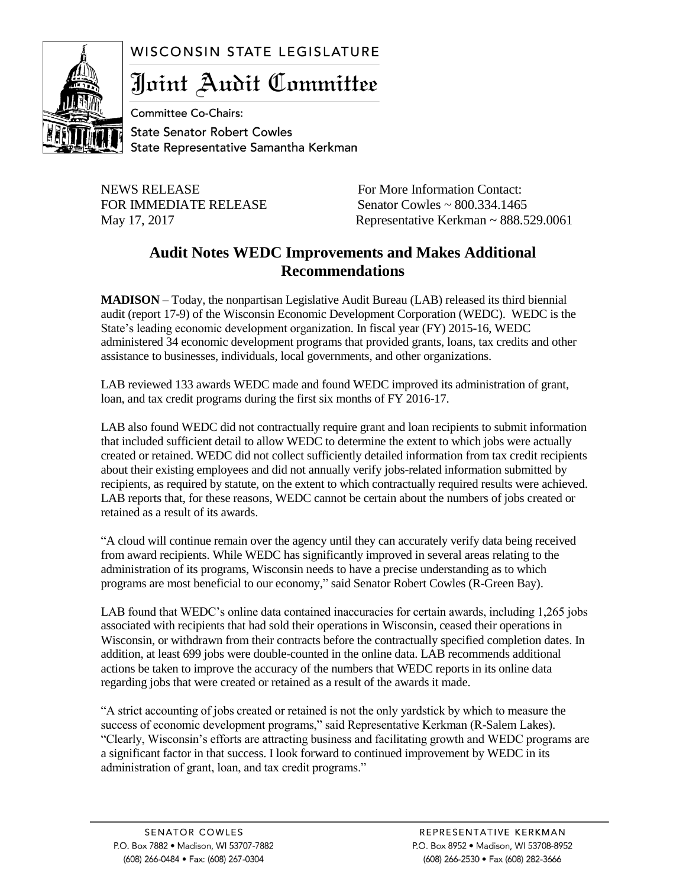WISCONSIN STATE LEGISLATURE

# Joint Audit Committee

Committee Co-Chairs:
State Senator Robert Cowles
State Representative Samantha Kerkman

NEWS RELEASE
FOR IMMEDIATE RELEASE
May 17, 2017

For More Information Contact:
Senator Cowles ~ 800.334.1465
Representative Kerkman ~ 888.529.0061

## Audit Notes WEDC Improvements and Makes Additional Recommendations

**MADISON** – Today, the nonpartisan Legislative Audit Bureau (LAB) released its third biennial audit (report 17-9) of the Wisconsin Economic Development Corporation (WEDC). WEDC is the State's leading economic development organization. In fiscal year (FY) 2015-16, WEDC administered 34 economic development programs that provided grants, loans, tax credits and other assistance to businesses, individuals, local governments, and other organizations.

LAB reviewed 133 awards WEDC made and found WEDC improved its administration of grant, loan, and tax credit programs during the first six months of FY 2016-17.

LAB also found WEDC did not contractually require grant and loan recipients to submit information that included sufficient detail to allow WEDC to determine the extent to which jobs were actually created or retained. WEDC did not collect sufficiently detailed information from tax credit recipients about their existing employees and did not annually verify jobs-related information submitted by recipients, as required by statute, on the extent to which contractually required results were achieved. LAB reports that, for these reasons, WEDC cannot be certain about the numbers of jobs created or retained as a result of its awards.

"A cloud will continue remain over the agency until they can accurately verify data being received from award recipients. While WEDC has significantly improved in several areas relating to the administration of its programs, Wisconsin needs to have a precise understanding as to which programs are most beneficial to our economy," said Senator Robert Cowles (R-Green Bay).

LAB found that WEDC's online data contained inaccuracies for certain awards, including 1,265 jobs associated with recipients that had sold their operations in Wisconsin, ceased their operations in Wisconsin, or withdrawn from their contracts before the contractually specified completion dates. In addition, at least 699 jobs were double-counted in the online data. LAB recommends additional actions be taken to improve the accuracy of the numbers that WEDC reports in its online data regarding jobs that were created or retained as a result of the awards it made.

"A strict accounting of jobs created or retained is not the only yardstick by which to measure the success of economic development programs," said Representative Kerkman (R-Salem Lakes). "Clearly, Wisconsin's efforts are attracting business and facilitating growth and WEDC programs are a significant factor in that success. I look forward to continued improvement by WEDC in its administration of grant, loan, and tax credit programs."

SENATOR COWLES
P.O. Box 7882 • Madison, WI 53707-7882
(608) 266-0484 • Fax: (608) 267-0304

REPRESENTATIVE KERKMAN
P.O. Box 8952 • Madison, WI 53708-8952
(608) 266-2530 • Fax (608) 282-3666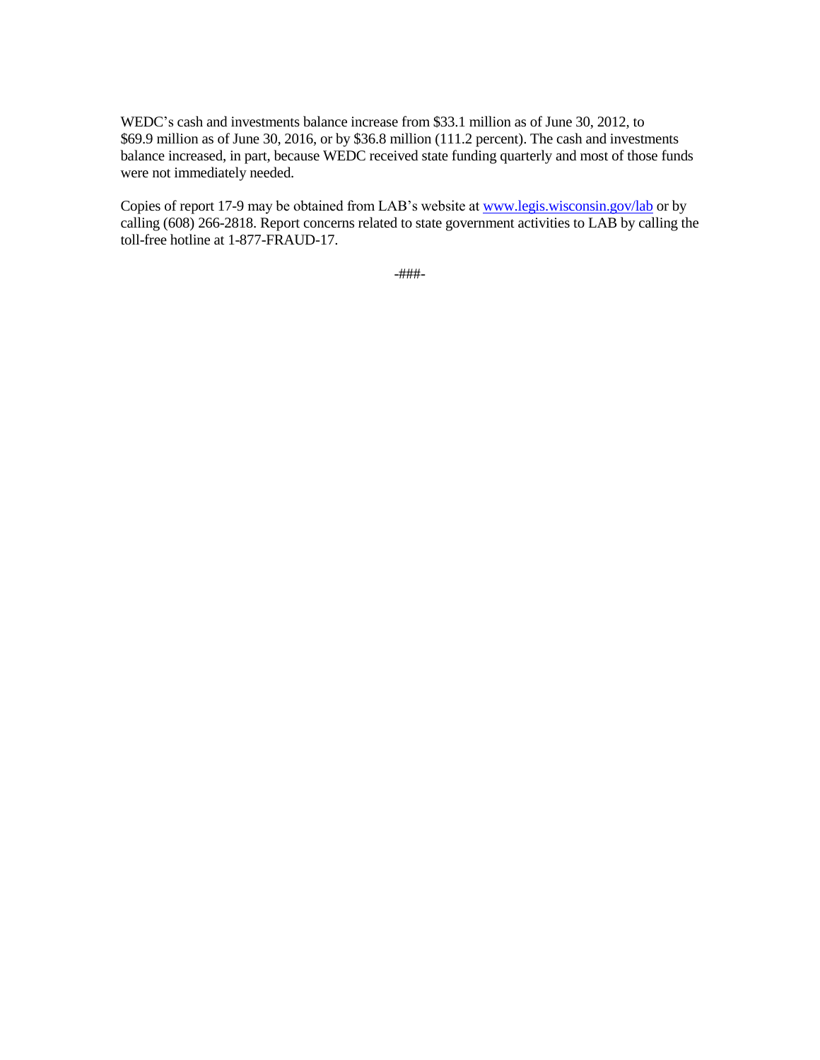WEDC's cash and investments balance increase from $33.1 million as of June 30, 2012, to $69.9 million as of June 30, 2016, or by $36.8 million (111.2 percent). The cash and investments balance increased, in part, because WEDC received state funding quarterly and most of those funds were not immediately needed.

Copies of report 17-9 may be obtained from LAB's website at [www.legis.wisconsin.gov/lab](http://www.legis.wisconsin.gov/lab) or by calling (608) 266-2818. Report concerns related to state government activities to LAB by calling the toll-free hotline at 1-877-FRAUD-17.

-###-